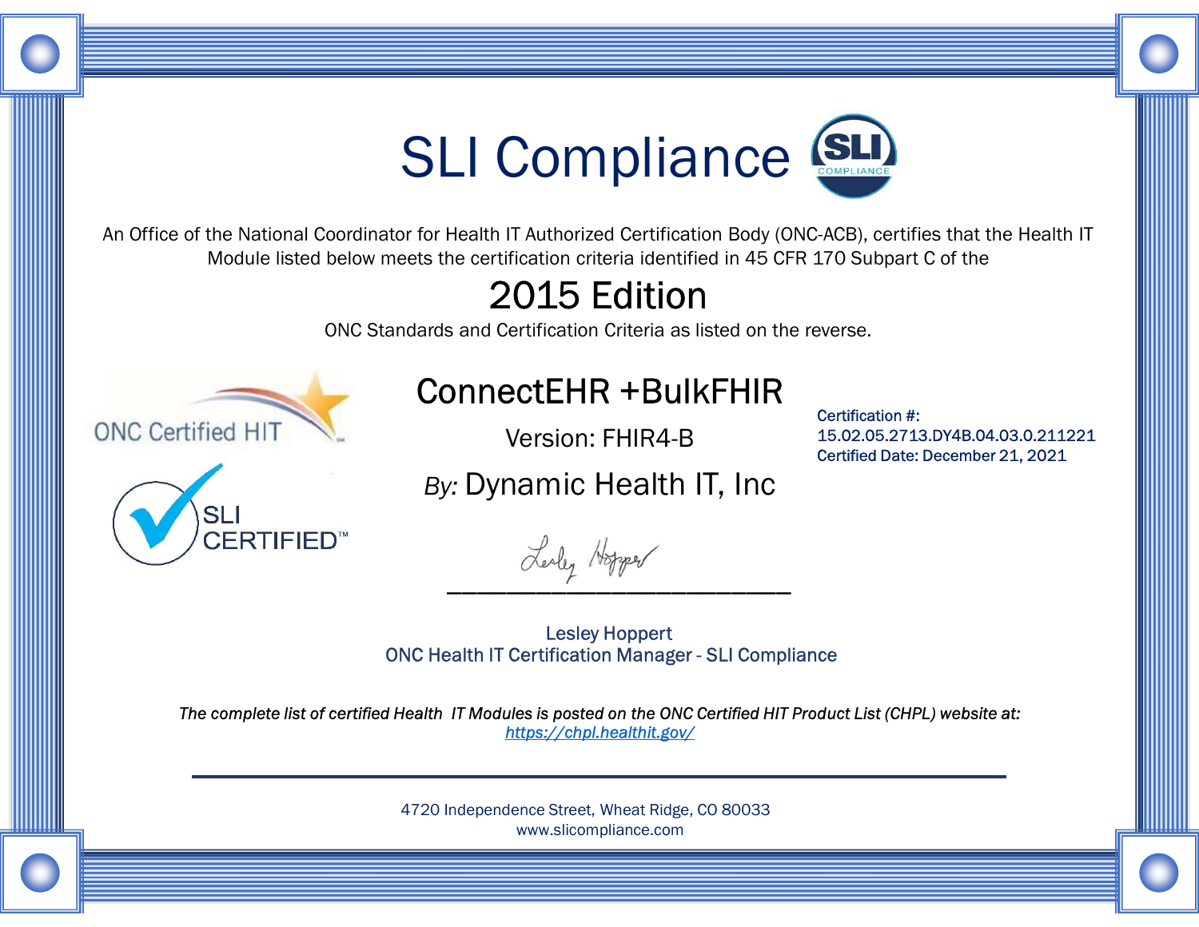# SLI Compliance

An Office of the National Coordinator for Health IT Authorized Certification Body (ONC-ACB), certifies that the Health IT Module listed below meets the certification criteria identified in 45 CFR 170 Subpart C of the

## 2015 Edition

ONC Standards and Certification Criteria as listed on the reverse.

ONC Certified HIT

SLI CERTIFIED™

## ConnectEHR +BulkFHIR

Version: FHIR4-B

*By:* Dynamic Health IT, Inc

Certification #:
15.02.05.2713.DY4B.04.03.0.211221
Certified Date: December 21, 2021

Lesley Hoppert
ONC Health IT Certification Manager - SLI Compliance

*The complete list of certified Health IT Modules is posted on the ONC Certified HIT Product List (CHPL) website at: https://chpl.healthit.gov/*

4720 Independence Street, Wheat Ridge, CO 80033
www.slicompliance.com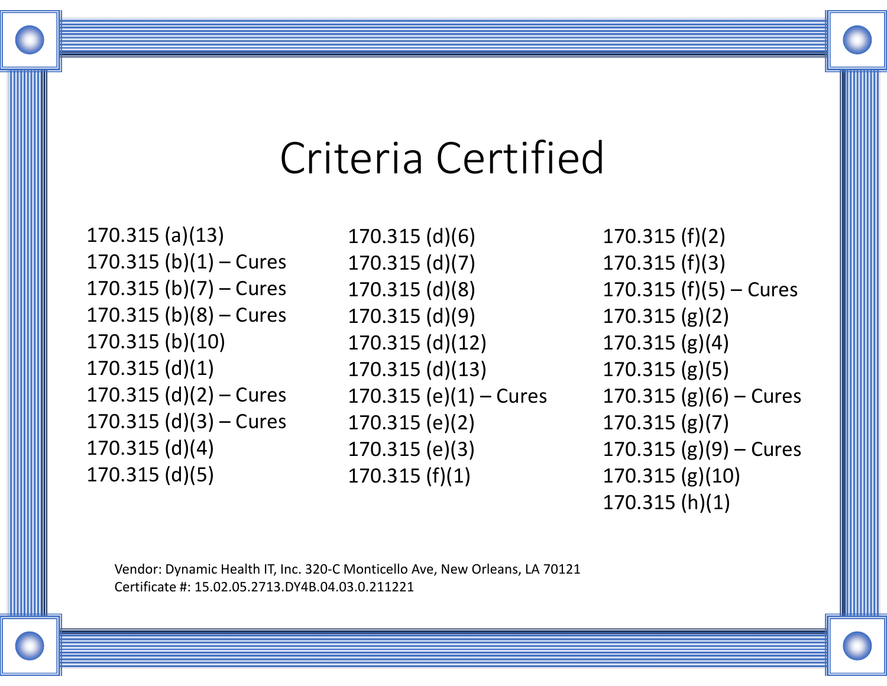# Criteria Certified

170.315 (a)(13)
170.315 (b)(1) – Cures
170.315 (b)(7) – Cures
170.315 (b)(8) – Cures
170.315 (b)(10)
170.315 (d)(1)
170.315 (d)(2) – Cures
170.315 (d)(3) – Cures
170.315 (d)(4)
170.315 (d)(5)

170.315 (d)(6)
170.315 (d)(7)
170.315 (d)(8)
170.315 (d)(9)
170.315 (d)(12)
170.315 (d)(13)
170.315 (e)(1) – Cures
170.315 (e)(2)
170.315 (e)(3)
170.315 (f)(1)

170.315 (f)(2)
170.315 (f)(3)
170.315 (f)(5) – Cures
170.315 (g)(2)
170.315 (g)(4)
170.315 (g)(5)
170.315 (g)(6) – Cures
170.315 (g)(7)
170.315 (g)(9) – Cures
170.315 (g)(10)
170.315 (h)(1)

Vendor: Dynamic Health IT, Inc. 320-C Monticello Ave, New Orleans, LA 70121
Certificate #: 15.02.05.2713.DY4B.04.03.0.211221